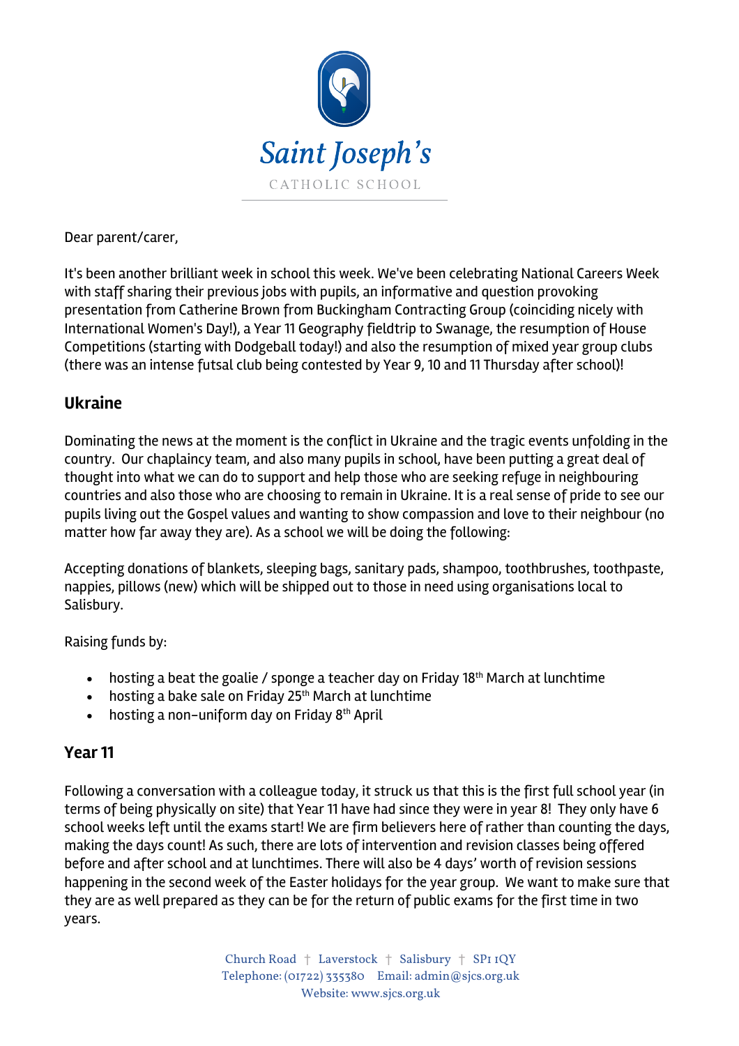Saint Joseph's

CATHOLIC SCHOOL

Dear parent/carer,

It's been another brilliant week in school this week. We've been celebrating National Careers Week with staff sharing their previous jobs with pupils, an informative and question provoking presentation from Catherine Brown from Buckingham Contracting Group (coinciding nicely with International Women's Day!), a Year 11 Geography fieldtrip to Swanage, the resumption of House Competitions (starting with Dodgeball today!) and also the resumption of mixed year group clubs (there was an intense futsal club being contested by Year 9, 10 and 11 Thursday after school)!

## Ukraine

Dominating the news at the moment is the conflict in Ukraine and the tragic events unfolding in the country. Our chaplaincy team, and also many pupils in school, have been putting a great deal of thought into what we can do to support and help those who are seeking refuge in neighbouring countries and also those who are choosing to remain in Ukraine. It is a real sense of pride to see our pupils living out the Gospel values and wanting to show compassion and love to their neighbour (no matter how far away they are). As a school we will be doing the following:

Accepting donations of blankets, sleeping bags, sanitary pads, shampoo, toothbrushes, toothpaste, nappies, pillows (new) which will be shipped out to those in need using organisations local to Salisbury.

Raising funds by:

- hosting a beat the goalie / sponge a teacher day on Friday 18th March at lunchtime
- hosting a bake sale on Friday 25th March at lunchtime
- hosting a non-uniform day on Friday 8th April

## Year 11

Following a conversation with a colleague today, it struck us that this is the first full school year (in terms of being physically on site) that Year 11 have had since they were in year 8! They only have 6 school weeks left until the exams start! We are firm believers here of rather than counting the days, making the days count! As such, there are lots of intervention and revision classes being offered before and after school and at lunchtimes. There will also be 4 days' worth of revision sessions happening in the second week of the Easter holidays for the year group. We want to make sure that they are as well prepared as they can be for the return of public exams for the first time in two years.

Church Road † Laverstock † Salisbury † SP1 1QY
Telephone: (01722) 335380 Email: admin@sjcs.org.uk
Website: www.sjcs.org.uk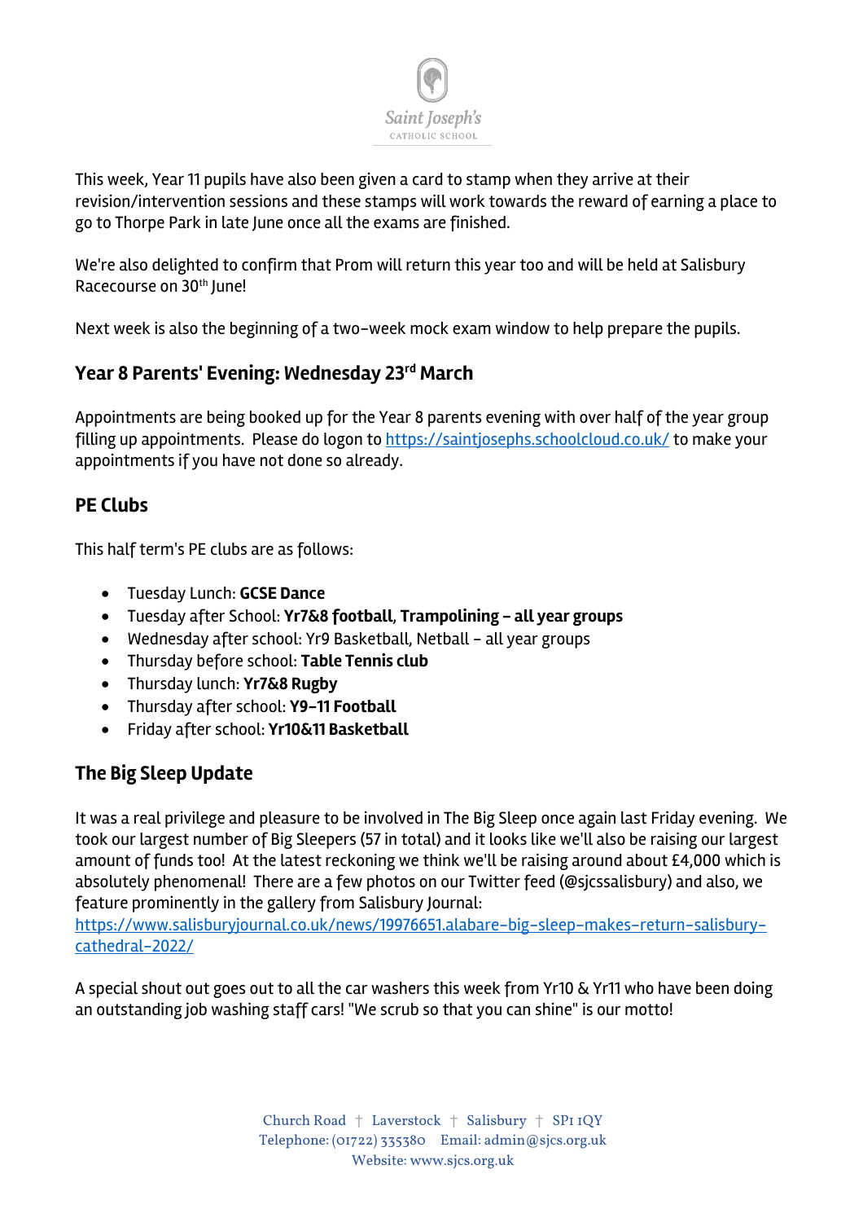This week, Year 11 pupils have also been given a card to stamp when they arrive at their revision/intervention sessions and these stamps will work towards the reward of earning a place to go to Thorpe Park in late June once all the exams are finished.

We're also delighted to confirm that Prom will return this year too and will be held at Salisbury Racecourse on 30th June!

Next week is also the beginning of a two-week mock exam window to help prepare the pupils.

## Year 8 Parents' Evening: Wednesday 23rd March

Appointments are being booked up for the Year 8 parents evening with over half of the year group filling up appointments. Please do logon to https://saintjosephs.schoolcloud.co.uk/ to make your appointments if you have not done so already.

## PE Clubs

This half term's PE clubs are as follows:

- Tuesday Lunch: **GCSE Dance**
- Tuesday after School: **Yr7&8 football**, **Trampolining – all year groups**
- Wednesday after school: Yr9 Basketball, Netball – all year groups
- Thursday before school: **Table Tennis club**
- Thursday lunch: **Yr7&8 Rugby**
- Thursday after school: **Y9-11 Football**
- Friday after school: **Yr10&11 Basketball**

## The Big Sleep Update

It was a real privilege and pleasure to be involved in The Big Sleep once again last Friday evening. We took our largest number of Big Sleepers (57 in total) and it looks like we'll also be raising our largest amount of funds too! At the latest reckoning we think we'll be raising around about £4,000 which is absolutely phenomenal! There are a few photos on our Twitter feed (@sjcssalisbury) and also, we feature prominently in the gallery from Salisbury Journal: https://www.salisburyjournal.co.uk/news/19976651.alabare-big-sleep-makes-return-salisbury-cathedral-2022/

A special shout out goes out to all the car washers this week from Yr10 & Yr11 who have been doing an outstanding job washing staff cars! "We scrub so that you can shine" is our motto!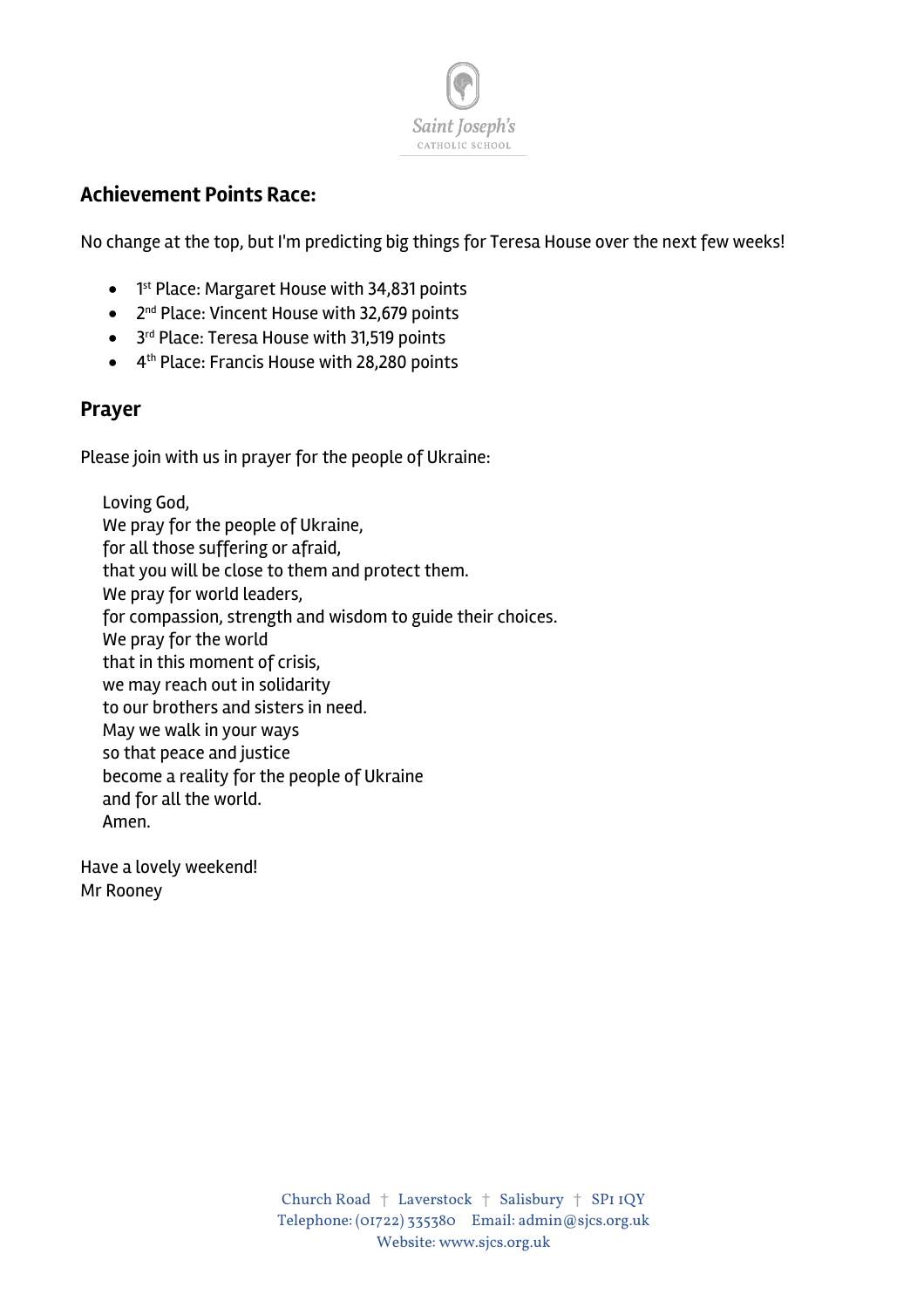## Achievement Points Race:

No change at the top, but I'm predicting big things for Teresa House over the next few weeks!

- 1st Place: Margaret House with 34,831 points
- 2nd Place: Vincent House with 32,679 points
- 3rd Place: Teresa House with 31,519 points
- 4th Place: Francis House with 28,280 points

## Prayer

Please join with us in prayer for the people of Ukraine:

Loving God,
We pray for the people of Ukraine,
for all those suffering or afraid,
that you will be close to them and protect them.
We pray for world leaders,
for compassion, strength and wisdom to guide their choices.
We pray for the world
that in this moment of crisis,
we may reach out in solidarity
to our brothers and sisters in need.
May we walk in your ways
so that peace and justice
become a reality for the people of Ukraine
and for all the world.
Amen.

Have a lovely weekend!
Mr Rooney